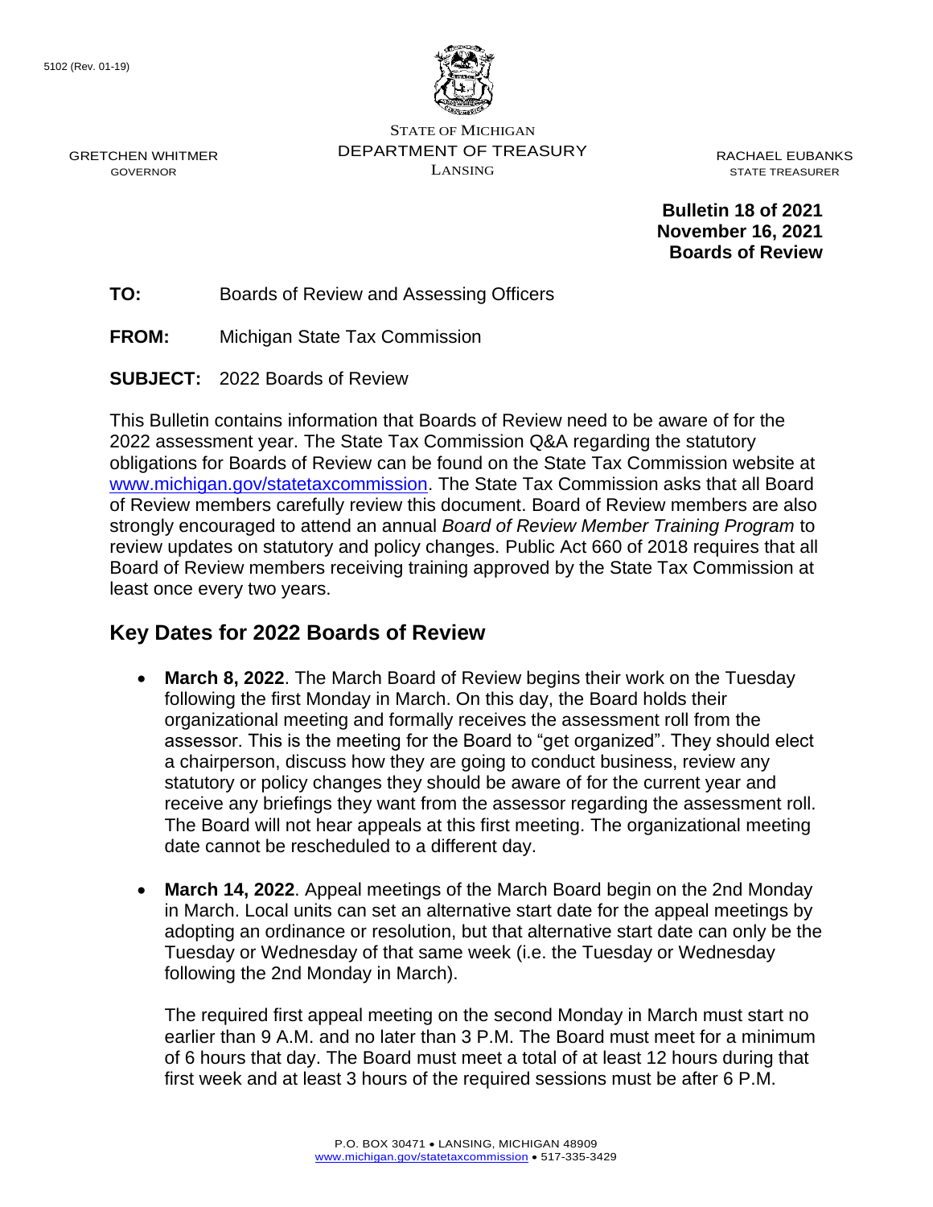5102 (Rev. 01-19)

STATE OF MICHIGAN
DEPARTMENT OF TREASURY
LANSING

GRETCHEN WHITMER
GOVERNOR

RACHAEL EUBANKS
STATE TREASURER

**Bulletin 18 of 2021**
**November 16, 2021**
**Boards of Review**

**TO:** Boards of Review and Assessing Officers

**FROM:** Michigan State Tax Commission

**SUBJECT:** 2022 Boards of Review

This Bulletin contains information that Boards of Review need to be aware of for the 2022 assessment year. The State Tax Commission Q&A regarding the statutory obligations for Boards of Review can be found on the State Tax Commission website at www.michigan.gov/statetaxcommission. The State Tax Commission asks that all Board of Review members carefully review this document. Board of Review members are also strongly encouraged to attend an annual *Board of Review Member Training Program* to review updates on statutory and policy changes. Public Act 660 of 2018 requires that all Board of Review members receiving training approved by the State Tax Commission at least once every two years.

## Key Dates for 2022 Boards of Review

- **March 8, 2022**. The March Board of Review begins their work on the Tuesday following the first Monday in March. On this day, the Board holds their organizational meeting and formally receives the assessment roll from the assessor. This is the meeting for the Board to "get organized". They should elect a chairperson, discuss how they are going to conduct business, review any statutory or policy changes they should be aware of for the current year and receive any briefings they want from the assessor regarding the assessment roll. The Board will not hear appeals at this first meeting. The organizational meeting date cannot be rescheduled to a different day.

- **March 14, 2022**. Appeal meetings of the March Board begin on the 2nd Monday in March. Local units can set an alternative start date for the appeal meetings by adopting an ordinance or resolution, but that alternative start date can only be the Tuesday or Wednesday of that same week (i.e. the Tuesday or Wednesday following the 2nd Monday in March).

  The required first appeal meeting on the second Monday in March must start no earlier than 9 A.M. and no later than 3 P.M. The Board must meet for a minimum of 6 hours that day. The Board must meet a total of at least 12 hours during that first week and at least 3 hours of the required sessions must be after 6 P.M.

P.O. BOX 30471 • LANSING, MICHIGAN 48909
www.michigan.gov/statetaxcommission • 517-335-3429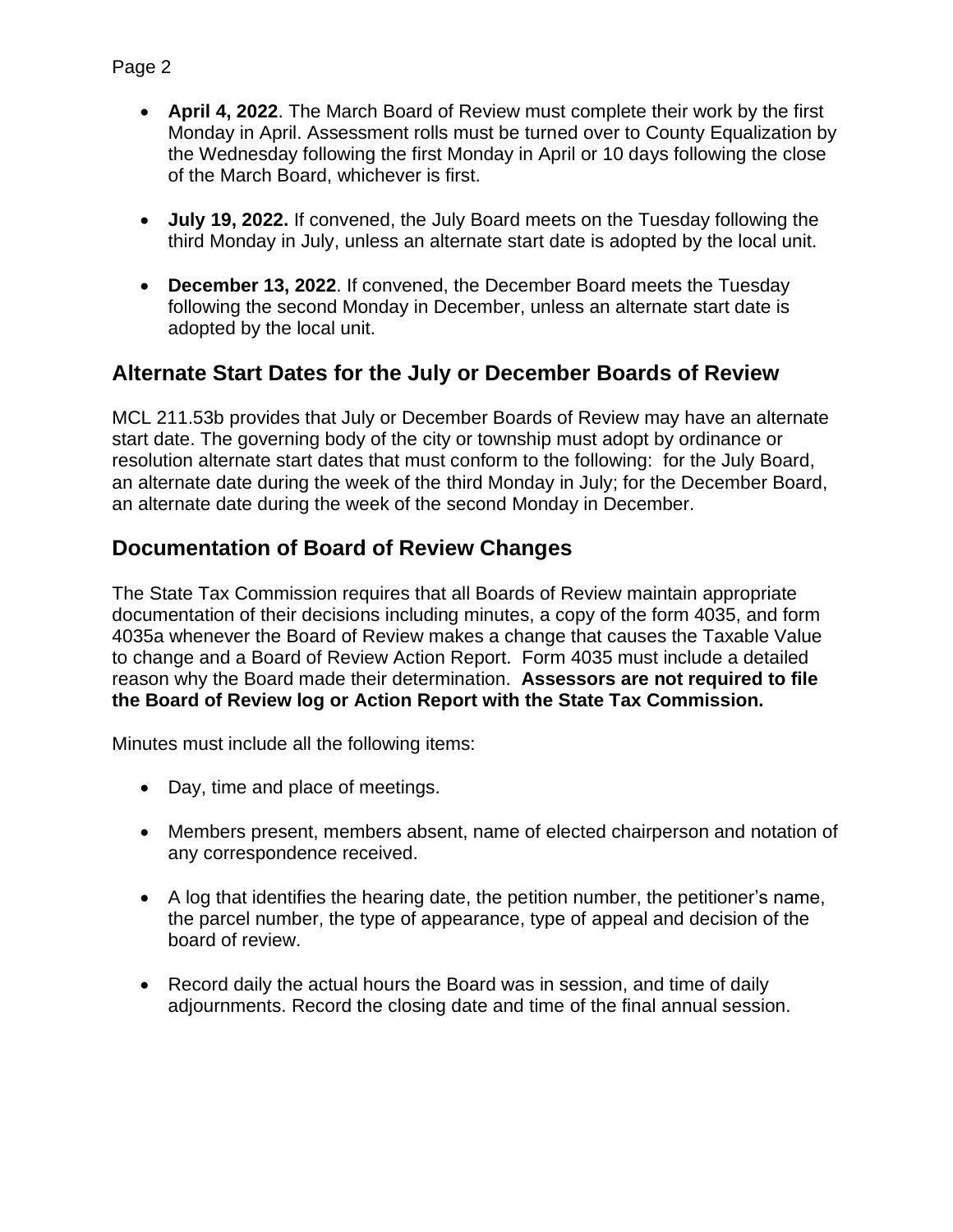- **April 4, 2022**. The March Board of Review must complete their work by the first Monday in April. Assessment rolls must be turned over to County Equalization by the Wednesday following the first Monday in April or 10 days following the close of the March Board, whichever is first.

- **July 19, 2022.** If convened, the July Board meets on the Tuesday following the third Monday in July, unless an alternate start date is adopted by the local unit.

- **December 13, 2022**. If convened, the December Board meets the Tuesday following the second Monday in December, unless an alternate start date is adopted by the local unit.

## Alternate Start Dates for the July or December Boards of Review

MCL 211.53b provides that July or December Boards of Review may have an alternate start date. The governing body of the city or township must adopt by ordinance or resolution alternate start dates that must conform to the following: for the July Board, an alternate date during the week of the third Monday in July; for the December Board, an alternate date during the week of the second Monday in December.

## Documentation of Board of Review Changes

The State Tax Commission requires that all Boards of Review maintain appropriate documentation of their decisions including minutes, a copy of the form 4035, and form 4035a whenever the Board of Review makes a change that causes the Taxable Value to change and a Board of Review Action Report. Form 4035 must include a detailed reason why the Board made their determination. **Assessors are not required to file the Board of Review log or Action Report with the State Tax Commission.**

Minutes must include all the following items:

- Day, time and place of meetings.

- Members present, members absent, name of elected chairperson and notation of any correspondence received.

- A log that identifies the hearing date, the petition number, the petitioner's name, the parcel number, the type of appearance, type of appeal and decision of the board of review.

- Record daily the actual hours the Board was in session, and time of daily adjournments. Record the closing date and time of the final annual session.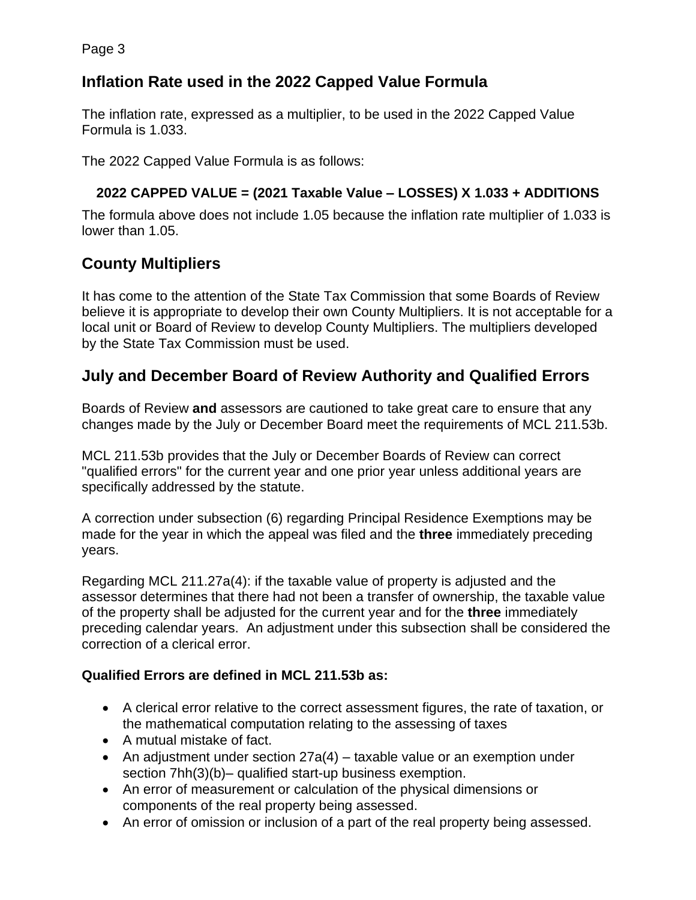## Inflation Rate used in the 2022 Capped Value Formula

The inflation rate, expressed as a multiplier, to be used in the 2022 Capped Value Formula is 1.033.

The 2022 Capped Value Formula is as follows:

**2022 CAPPED VALUE = (2021 Taxable Value – LOSSES) X 1.033 + ADDITIONS**

The formula above does not include 1.05 because the inflation rate multiplier of 1.033 is lower than 1.05.

## County Multipliers

It has come to the attention of the State Tax Commission that some Boards of Review believe it is appropriate to develop their own County Multipliers. It is not acceptable for a local unit or Board of Review to develop County Multipliers. The multipliers developed by the State Tax Commission must be used.

## July and December Board of Review Authority and Qualified Errors

Boards of Review **and** assessors are cautioned to take great care to ensure that any changes made by the July or December Board meet the requirements of MCL 211.53b.

MCL 211.53b provides that the July or December Boards of Review can correct "qualified errors" for the current year and one prior year unless additional years are specifically addressed by the statute.

A correction under subsection (6) regarding Principal Residence Exemptions may be made for the year in which the appeal was filed and the **three** immediately preceding years.

Regarding MCL 211.27a(4): if the taxable value of property is adjusted and the assessor determines that there had not been a transfer of ownership, the taxable value of the property shall be adjusted for the current year and for the **three** immediately preceding calendar years. An adjustment under this subsection shall be considered the correction of a clerical error.

**Qualified Errors are defined in MCL 211.53b as:**

- A clerical error relative to the correct assessment figures, the rate of taxation, or the mathematical computation relating to the assessing of taxes
- A mutual mistake of fact.
- An adjustment under section 27a(4) – taxable value or an exemption under section 7hh(3)(b)– qualified start-up business exemption.
- An error of measurement or calculation of the physical dimensions or components of the real property being assessed.
- An error of omission or inclusion of a part of the real property being assessed.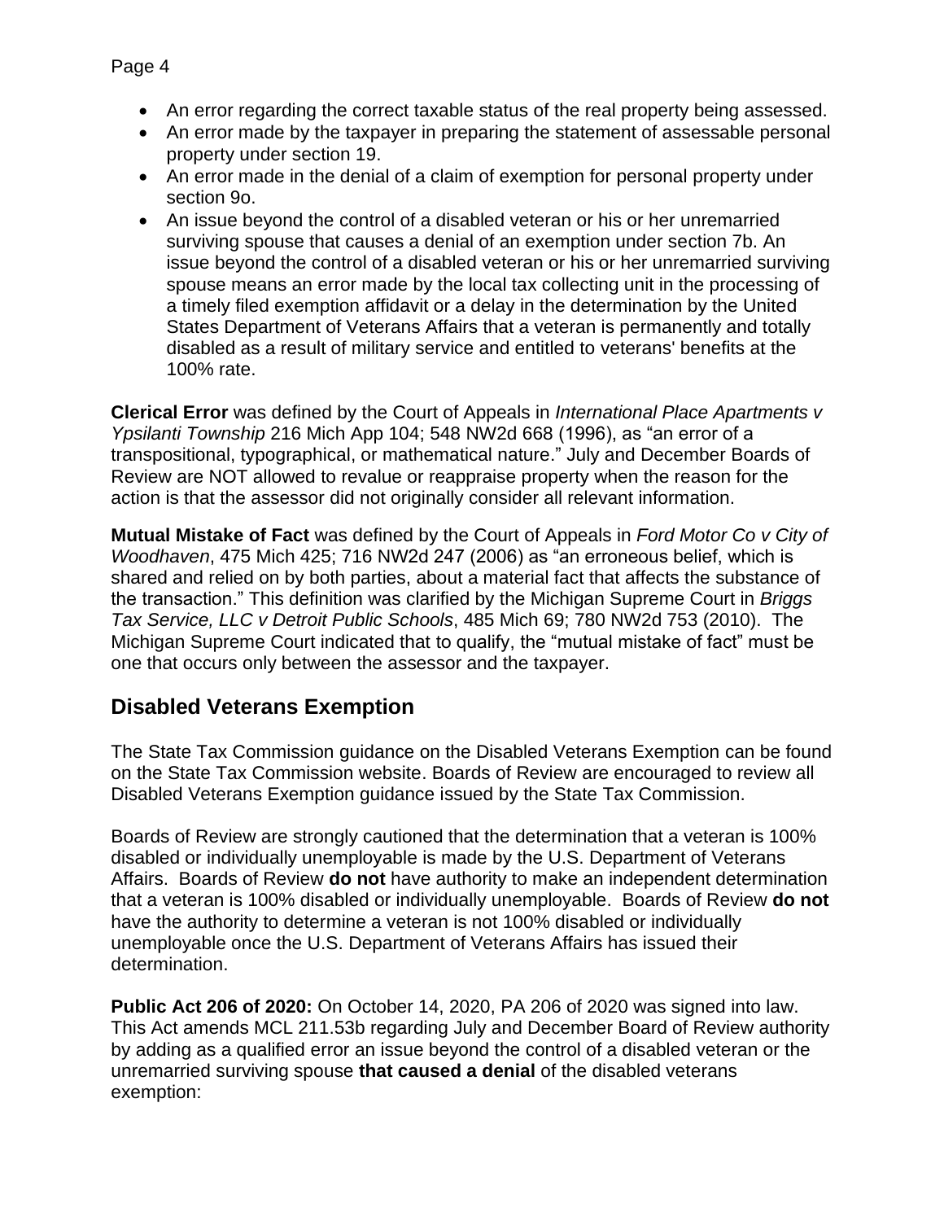- An error regarding the correct taxable status of the real property being assessed.
- An error made by the taxpayer in preparing the statement of assessable personal property under section 19.
- An error made in the denial of a claim of exemption for personal property under section 9o.
- An issue beyond the control of a disabled veteran or his or her unremarried surviving spouse that causes a denial of an exemption under section 7b. An issue beyond the control of a disabled veteran or his or her unremarried surviving spouse means an error made by the local tax collecting unit in the processing of a timely filed exemption affidavit or a delay in the determination by the United States Department of Veterans Affairs that a veteran is permanently and totally disabled as a result of military service and entitled to veterans' benefits at the 100% rate.

**Clerical Error** was defined by the Court of Appeals in *International Place Apartments v Ypsilanti Township* 216 Mich App 104; 548 NW2d 668 (1996), as "an error of a transpositional, typographical, or mathematical nature." July and December Boards of Review are NOT allowed to revalue or reappraise property when the reason for the action is that the assessor did not originally consider all relevant information.

**Mutual Mistake of Fact** was defined by the Court of Appeals in *Ford Motor Co v City of Woodhaven*, 475 Mich 425; 716 NW2d 247 (2006) as "an erroneous belief, which is shared and relied on by both parties, about a material fact that affects the substance of the transaction." This definition was clarified by the Michigan Supreme Court in *Briggs Tax Service, LLC v Detroit Public Schools*, 485 Mich 69; 780 NW2d 753 (2010). The Michigan Supreme Court indicated that to qualify, the "mutual mistake of fact" must be one that occurs only between the assessor and the taxpayer.

## Disabled Veterans Exemption

The State Tax Commission guidance on the Disabled Veterans Exemption can be found on the State Tax Commission website. Boards of Review are encouraged to review all Disabled Veterans Exemption guidance issued by the State Tax Commission.

Boards of Review are strongly cautioned that the determination that a veteran is 100% disabled or individually unemployable is made by the U.S. Department of Veterans Affairs. Boards of Review **do not** have authority to make an independent determination that a veteran is 100% disabled or individually unemployable. Boards of Review **do not** have the authority to determine a veteran is not 100% disabled or individually unemployable once the U.S. Department of Veterans Affairs has issued their determination.

**Public Act 206 of 2020:** On October 14, 2020, PA 206 of 2020 was signed into law. This Act amends MCL 211.53b regarding July and December Board of Review authority by adding as a qualified error an issue beyond the control of a disabled veteran or the unremarried surviving spouse **that caused a denial** of the disabled veterans exemption: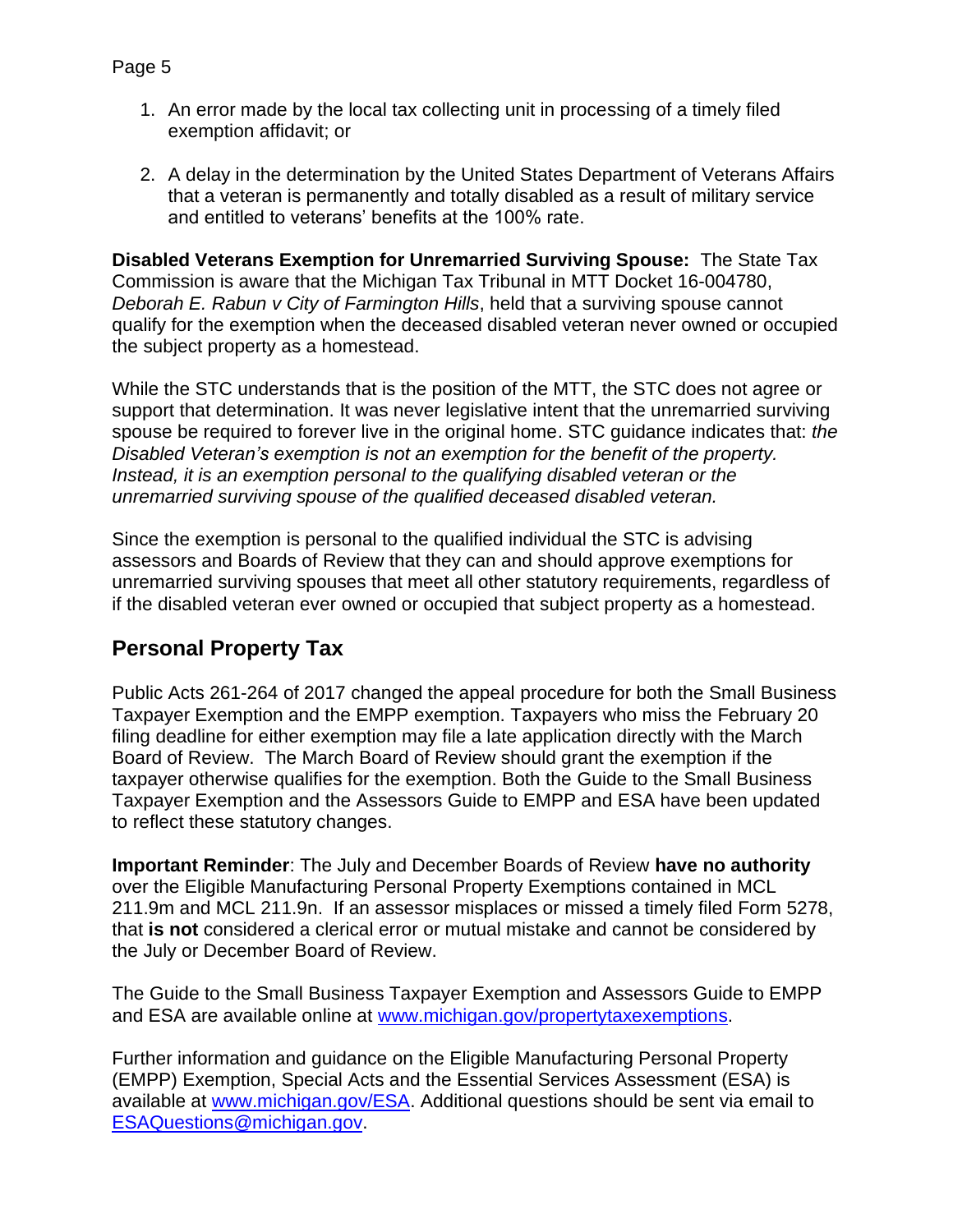1. An error made by the local tax collecting unit in processing of a timely filed exemption affidavit; or

2. A delay in the determination by the United States Department of Veterans Affairs that a veteran is permanently and totally disabled as a result of military service and entitled to veterans' benefits at the 100% rate.

**Disabled Veterans Exemption for Unremarried Surviving Spouse:** The State Tax Commission is aware that the Michigan Tax Tribunal in MTT Docket 16-004780, *Deborah E. Rabun v City of Farmington Hills*, held that a surviving spouse cannot qualify for the exemption when the deceased disabled veteran never owned or occupied the subject property as a homestead.

While the STC understands that is the position of the MTT, the STC does not agree or support that determination. It was never legislative intent that the unremarried surviving spouse be required to forever live in the original home. STC guidance indicates that: *the Disabled Veteran's exemption is not an exemption for the benefit of the property. Instead, it is an exemption personal to the qualifying disabled veteran or the unremarried surviving spouse of the qualified deceased disabled veteran.*

Since the exemption is personal to the qualified individual the STC is advising assessors and Boards of Review that they can and should approve exemptions for unremarried surviving spouses that meet all other statutory requirements, regardless of if the disabled veteran ever owned or occupied that subject property as a homestead.

## Personal Property Tax

Public Acts 261-264 of 2017 changed the appeal procedure for both the Small Business Taxpayer Exemption and the EMPP exemption. Taxpayers who miss the February 20 filing deadline for either exemption may file a late application directly with the March Board of Review. The March Board of Review should grant the exemption if the taxpayer otherwise qualifies for the exemption. Both the Guide to the Small Business Taxpayer Exemption and the Assessors Guide to EMPP and ESA have been updated to reflect these statutory changes.

**Important Reminder**: The July and December Boards of Review **have no authority** over the Eligible Manufacturing Personal Property Exemptions contained in MCL 211.9m and MCL 211.9n. If an assessor misplaces or missed a timely filed Form 5278, that **is not** considered a clerical error or mutual mistake and cannot be considered by the July or December Board of Review.

The Guide to the Small Business Taxpayer Exemption and Assessors Guide to EMPP and ESA are available online at [www.michigan.gov/propertytaxexemptions](http://www.michigan.gov/propertytaxexemptions).

Further information and guidance on the Eligible Manufacturing Personal Property (EMPP) Exemption, Special Acts and the Essential Services Assessment (ESA) is available at [www.michigan.gov/ESA](http://www.michigan.gov/ESA). Additional questions should be sent via email to [ESAQuestions@michigan.gov](mailto:ESAQuestions@michigan.gov).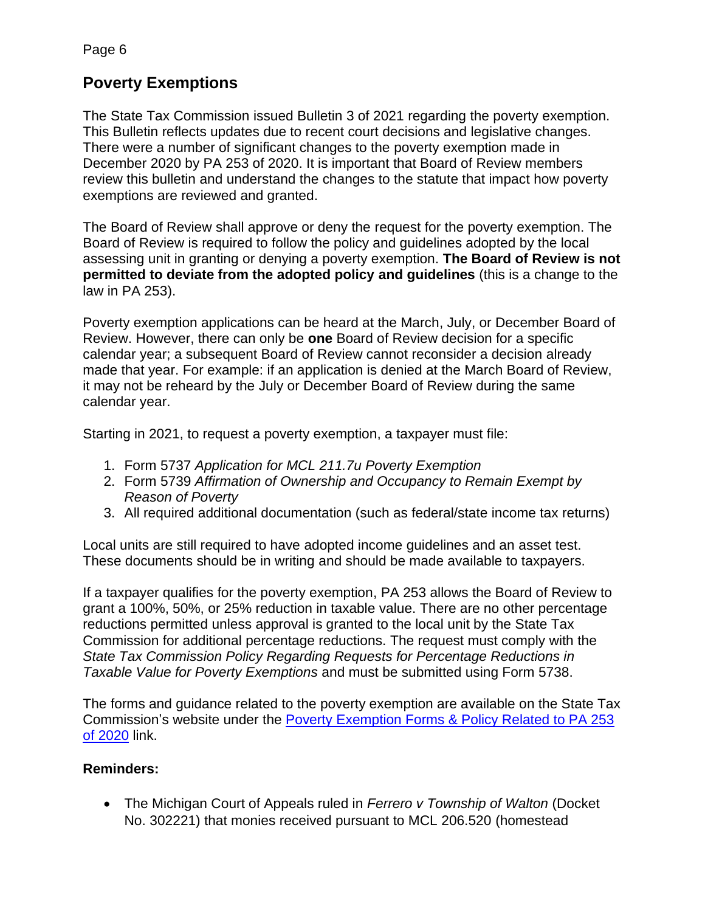## Poverty Exemptions

The State Tax Commission issued Bulletin 3 of 2021 regarding the poverty exemption. This Bulletin reflects updates due to recent court decisions and legislative changes. There were a number of significant changes to the poverty exemption made in December 2020 by PA 253 of 2020. It is important that Board of Review members review this bulletin and understand the changes to the statute that impact how poverty exemptions are reviewed and granted.

The Board of Review shall approve or deny the request for the poverty exemption. The Board of Review is required to follow the policy and guidelines adopted by the local assessing unit in granting or denying a poverty exemption. **The Board of Review is not permitted to deviate from the adopted policy and guidelines** (this is a change to the law in PA 253).

Poverty exemption applications can be heard at the March, July, or December Board of Review. However, there can only be **one** Board of Review decision for a specific calendar year; a subsequent Board of Review cannot reconsider a decision already made that year. For example: if an application is denied at the March Board of Review, it may not be reheard by the July or December Board of Review during the same calendar year.

Starting in 2021, to request a poverty exemption, a taxpayer must file:

1. Form 5737 *Application for MCL 211.7u Poverty Exemption*
2. Form 5739 *Affirmation of Ownership and Occupancy to Remain Exempt by Reason of Poverty*
3. All required additional documentation (such as federal/state income tax returns)

Local units are still required to have adopted income guidelines and an asset test. These documents should be in writing and should be made available to taxpayers.

If a taxpayer qualifies for the poverty exemption, PA 253 allows the Board of Review to grant a 100%, 50%, or 25% reduction in taxable value. There are no other percentage reductions permitted unless approval is granted to the local unit by the State Tax Commission for additional percentage reductions. The request must comply with the *State Tax Commission Policy Regarding Requests for Percentage Reductions in Taxable Value for Poverty Exemptions* and must be submitted using Form 5738.

The forms and guidance related to the poverty exemption are available on the State Tax Commission's website under the Poverty Exemption Forms & Policy Related to PA 253 of 2020 link.

**Reminders:**

- The Michigan Court of Appeals ruled in *Ferrero v Township of Walton* (Docket No. 302221) that monies received pursuant to MCL 206.520 (homestead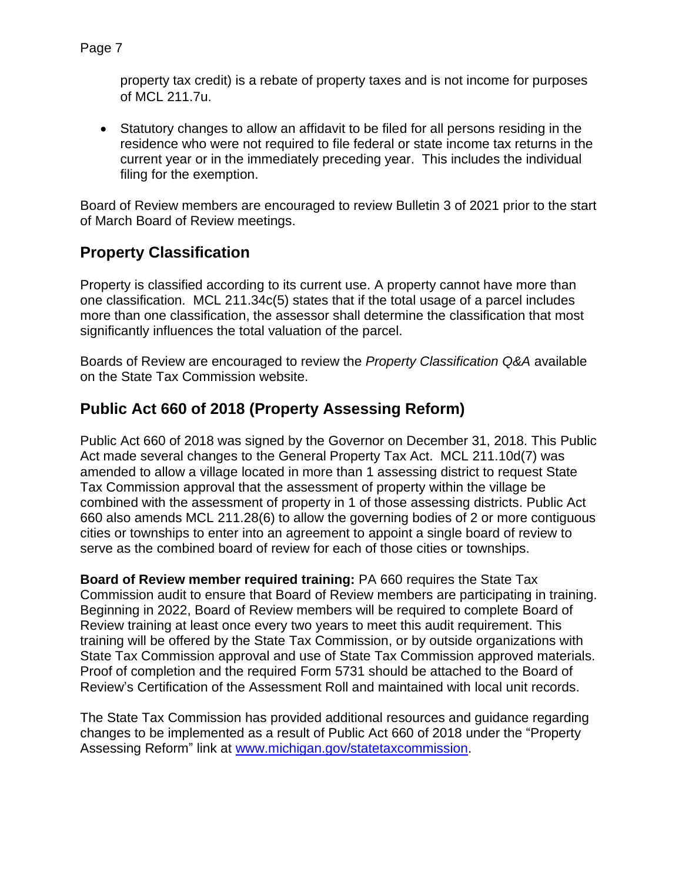property tax credit) is a rebate of property taxes and is not income for purposes of MCL 211.7u.

- Statutory changes to allow an affidavit to be filed for all persons residing in the residence who were not required to file federal or state income tax returns in the current year or in the immediately preceding year. This includes the individual filing for the exemption.

Board of Review members are encouraged to review Bulletin 3 of 2021 prior to the start of March Board of Review meetings.

## Property Classification

Property is classified according to its current use. A property cannot have more than one classification. MCL 211.34c(5) states that if the total usage of a parcel includes more than one classification, the assessor shall determine the classification that most significantly influences the total valuation of the parcel.

Boards of Review are encouraged to review the *Property Classification Q&A* available on the State Tax Commission website.

## Public Act 660 of 2018 (Property Assessing Reform)

Public Act 660 of 2018 was signed by the Governor on December 31, 2018. This Public Act made several changes to the General Property Tax Act. MCL 211.10d(7) was amended to allow a village located in more than 1 assessing district to request State Tax Commission approval that the assessment of property within the village be combined with the assessment of property in 1 of those assessing districts. Public Act 660 also amends MCL 211.28(6) to allow the governing bodies of 2 or more contiguous cities or townships to enter into an agreement to appoint a single board of review to serve as the combined board of review for each of those cities or townships.

**Board of Review member required training:** PA 660 requires the State Tax Commission audit to ensure that Board of Review members are participating in training. Beginning in 2022, Board of Review members will be required to complete Board of Review training at least once every two years to meet this audit requirement. This training will be offered by the State Tax Commission, or by outside organizations with State Tax Commission approval and use of State Tax Commission approved materials. Proof of completion and the required Form 5731 should be attached to the Board of Review's Certification of the Assessment Roll and maintained with local unit records.

The State Tax Commission has provided additional resources and guidance regarding changes to be implemented as a result of Public Act 660 of 2018 under the "Property Assessing Reform" link at [www.michigan.gov/statetaxcommission](http://www.michigan.gov/statetaxcommission).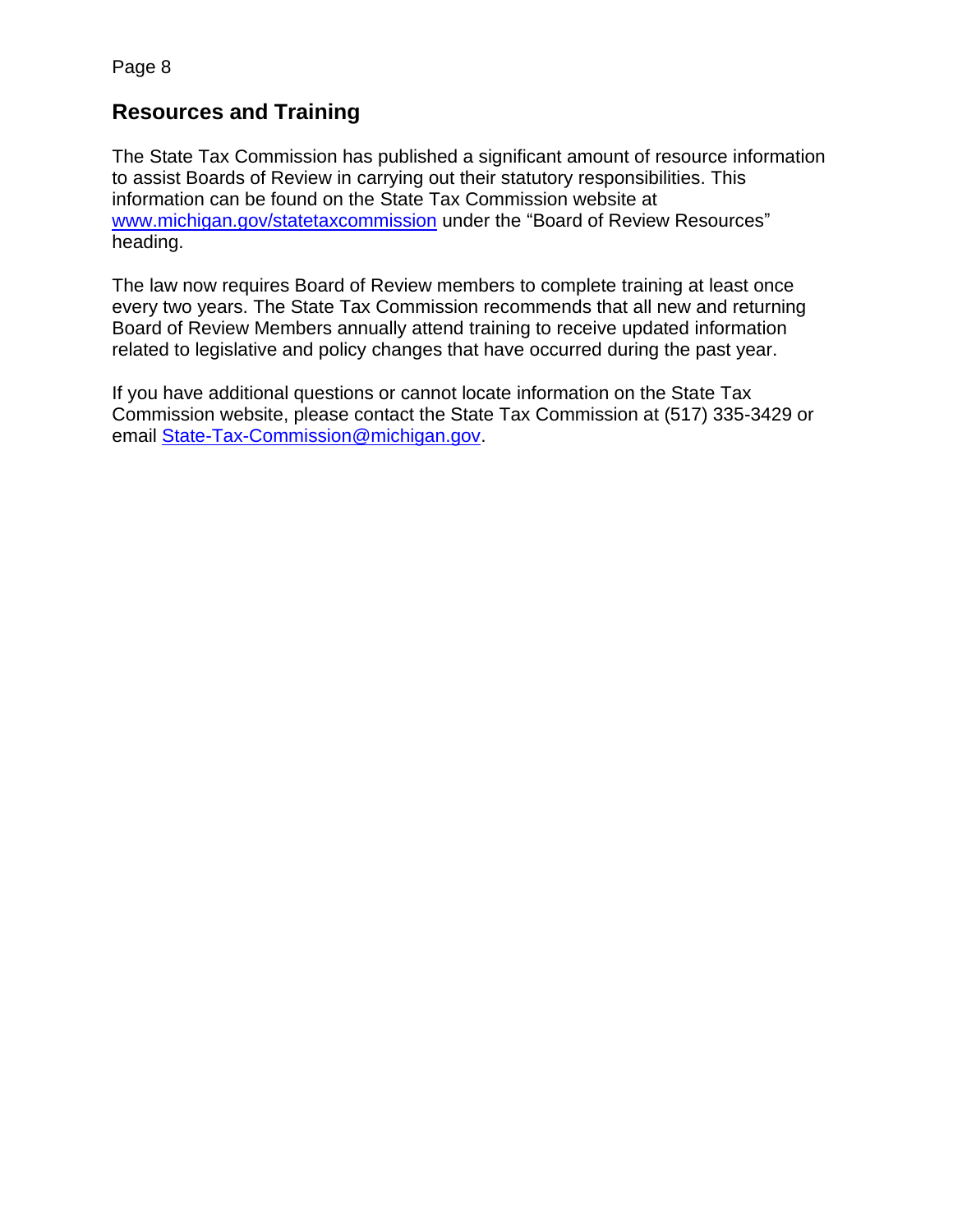## Resources and Training

The State Tax Commission has published a significant amount of resource information to assist Boards of Review in carrying out their statutory responsibilities. This information can be found on the State Tax Commission website at [www.michigan.gov/statetaxcommission](http://www.michigan.gov/statetaxcommission) under the "Board of Review Resources" heading.

The law now requires Board of Review members to complete training at least once every two years. The State Tax Commission recommends that all new and returning Board of Review Members annually attend training to receive updated information related to legislative and policy changes that have occurred during the past year.

If you have additional questions or cannot locate information on the State Tax Commission website, please contact the State Tax Commission at (517) 335-3429 or email [State-Tax-Commission@michigan.gov](mailto:State-Tax-Commission@michigan.gov).